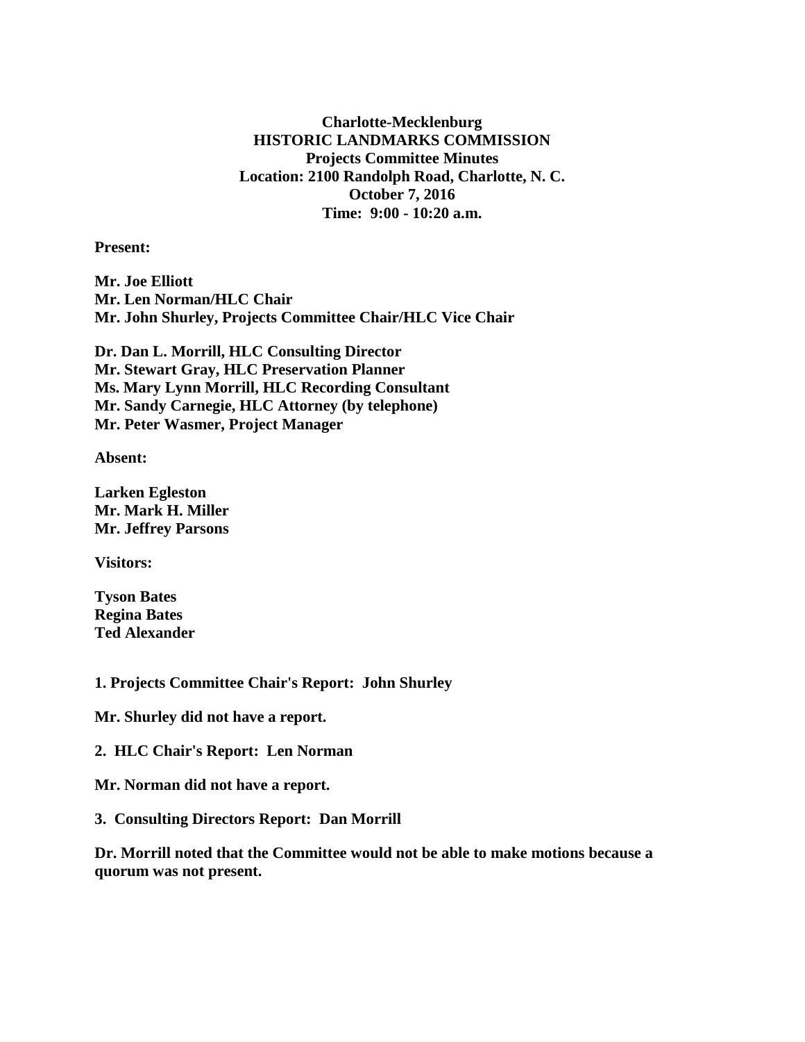# Charlotte-Mecklenburg
# HISTORIC LANDMARKS COMMISSION
## Projects Committee Minutes
**Location: 2100 Randolph Road, Charlotte, N. C.**
**October 7, 2016**
**Time: 9:00 - 10:20 a.m.**

**Present:**

**Mr. Joe Elliott**
**Mr. Len Norman/HLC Chair**
**Mr. John Shurley, Projects Committee Chair/HLC Vice Chair**

**Dr. Dan L. Morrill, HLC Consulting Director**
**Mr. Stewart Gray, HLC Preservation Planner**
**Ms. Mary Lynn Morrill, HLC Recording Consultant**
**Mr. Sandy Carnegie, HLC Attorney (by telephone)**
**Mr. Peter Wasmer, Project Manager**

**Absent:**

**Larken Egleston**
**Mr. Mark H. Miller**
**Mr. Jeffrey Parsons**

**Visitors:**

**Tyson Bates**
**Regina Bates**
**Ted Alexander**

**1. Projects Committee Chair's Report: John Shurley**

**Mr. Shurley did not have a report.**

**2. HLC Chair's Report: Len Norman**

**Mr. Norman did not have a report.**

**3. Consulting Directors Report: Dan Morrill**

**Dr. Morrill noted that the Committee would not be able to make motions because a quorum was not present.**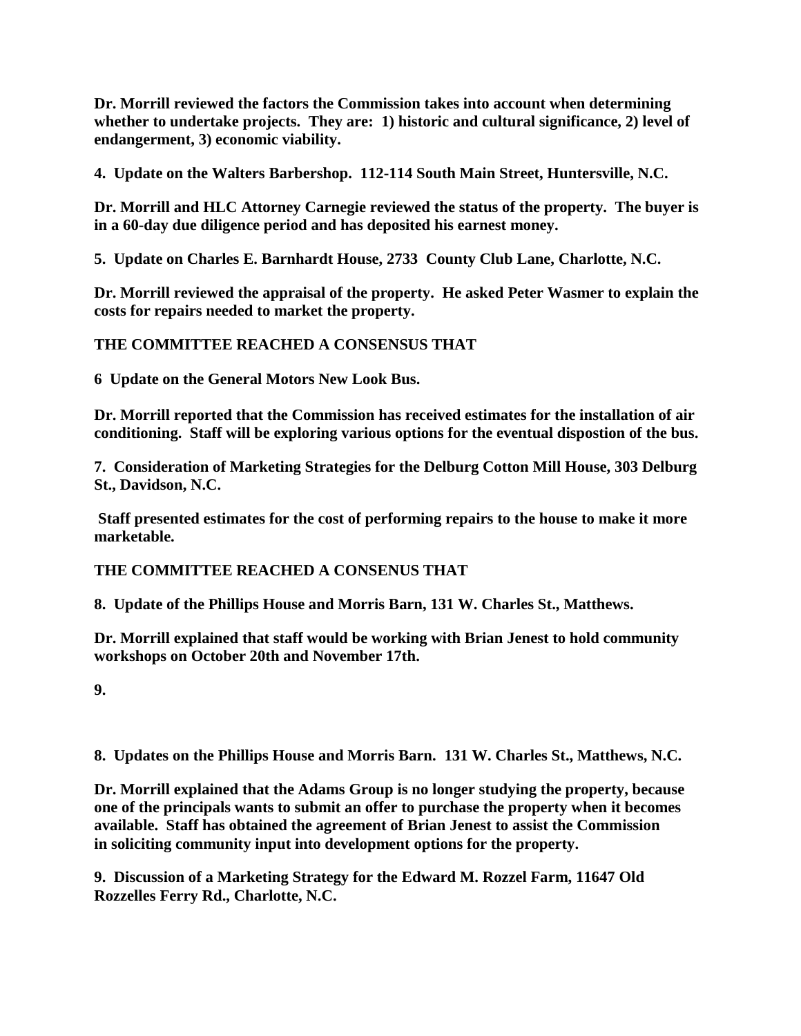**Dr. Morrill reviewed the factors the Commission takes into account when determining whether to undertake projects. They are: 1) historic and cultural significance, 2) level of endangerment, 3) economic viability.**

**4. Update on the Walters Barbershop. 112-114 South Main Street, Huntersville, N.C.**

**Dr. Morrill and HLC Attorney Carnegie reviewed the status of the property. The buyer is in a 60-day due diligence period and has deposited his earnest money.**

**5. Update on Charles E. Barnhardt House, 2733 County Club Lane, Charlotte, N.C.**

**Dr. Morrill reviewed the appraisal of the property. He asked Peter Wasmer to explain the costs for repairs needed to market the property.**

**THE COMMITTEE REACHED A CONSENSUS THAT**

**6 Update on the General Motors New Look Bus.**

**Dr. Morrill reported that the Commission has received estimates for the installation of air conditioning. Staff will be exploring various options for the eventual dispostion of the bus.**

**7. Consideration of Marketing Strategies for the Delburg Cotton Mill House, 303 Delburg St., Davidson, N.C.**

**Staff presented estimates for the cost of performing repairs to the house to make it more marketable.**

**THE COMMITTEE REACHED A CONSENUS THAT**

**8. Update of the Phillips House and Morris Barn, 131 W. Charles St., Matthews.**

**Dr. Morrill explained that staff would be working with Brian Jenest to hold community workshops on October 20th and November 17th.**

**9.**

**8. Updates on the Phillips House and Morris Barn. 131 W. Charles St., Matthews, N.C.**

**Dr. Morrill explained that the Adams Group is no longer studying the property, because one of the principals wants to submit an offer to purchase the property when it becomes available. Staff has obtained the agreement of Brian Jenest to assist the Commission in soliciting community input into development options for the property.**

**9. Discussion of a Marketing Strategy for the Edward M. Rozzel Farm, 11647 Old Rozzelles Ferry Rd., Charlotte, N.C.**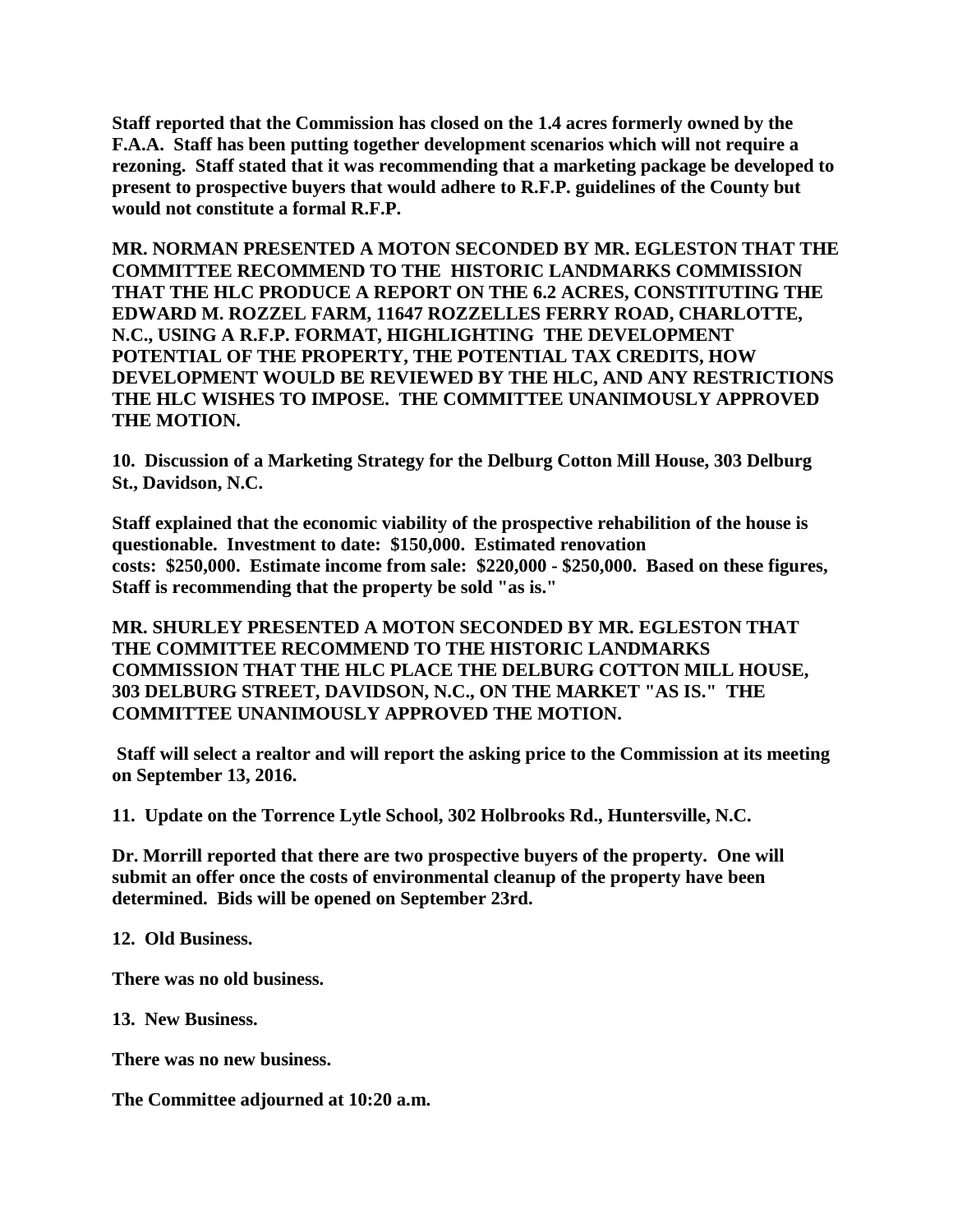**Staff reported that the Commission has closed on the 1.4 acres formerly owned by the F.A.A. Staff has been putting together development scenarios which will not require a rezoning. Staff stated that it was recommending that a marketing package be developed to present to prospective buyers that would adhere to R.F.P. guidelines of the County but would not constitute a formal R.F.P.**

**MR. NORMAN PRESENTED A MOTON SECONDED BY MR. EGLESTON THAT THE COMMITTEE RECOMMEND TO THE HISTORIC LANDMARKS COMMISSION THAT THE HLC PRODUCE A REPORT ON THE 6.2 ACRES, CONSTITUTING THE EDWARD M. ROZZEL FARM, 11647 ROZZELLES FERRY ROAD, CHARLOTTE, N.C., USING A R.F.P. FORMAT, HIGHLIGHTING THE DEVELOPMENT POTENTIAL OF THE PROPERTY, THE POTENTIAL TAX CREDITS, HOW DEVELOPMENT WOULD BE REVIEWED BY THE HLC, AND ANY RESTRICTIONS THE HLC WISHES TO IMPOSE. THE COMMITTEE UNANIMOUSLY APPROVED THE MOTION.**

**10. Discussion of a Marketing Strategy for the Delburg Cotton Mill House, 303 Delburg St., Davidson, N.C.**

**Staff explained that the economic viability of the prospective rehabilition of the house is questionable. Investment to date: $150,000. Estimated renovation costs: $250,000. Estimate income from sale: $220,000 - $250,000. Based on these figures, Staff is recommending that the property be sold "as is."**

**MR. SHURLEY PRESENTED A MOTON SECONDED BY MR. EGLESTON THAT THE COMMITTEE RECOMMEND TO THE HISTORIC LANDMARKS COMMISSION THAT THE HLC PLACE THE DELBURG COTTON MILL HOUSE, 303 DELBURG STREET, DAVIDSON, N.C., ON THE MARKET "AS IS." THE COMMITTEE UNANIMOUSLY APPROVED THE MOTION.**

**Staff will select a realtor and will report the asking price to the Commission at its meeting on September 13, 2016.**

**11. Update on the Torrence Lytle School, 302 Holbrooks Rd., Huntersville, N.C.**

**Dr. Morrill reported that there are two prospective buyers of the property. One will submit an offer once the costs of environmental cleanup of the property have been determined. Bids will be opened on September 23rd.**

**12. Old Business.**

**There was no old business.**

**13. New Business.**

**There was no new business.**

**The Committee adjourned at 10:20 a.m.**